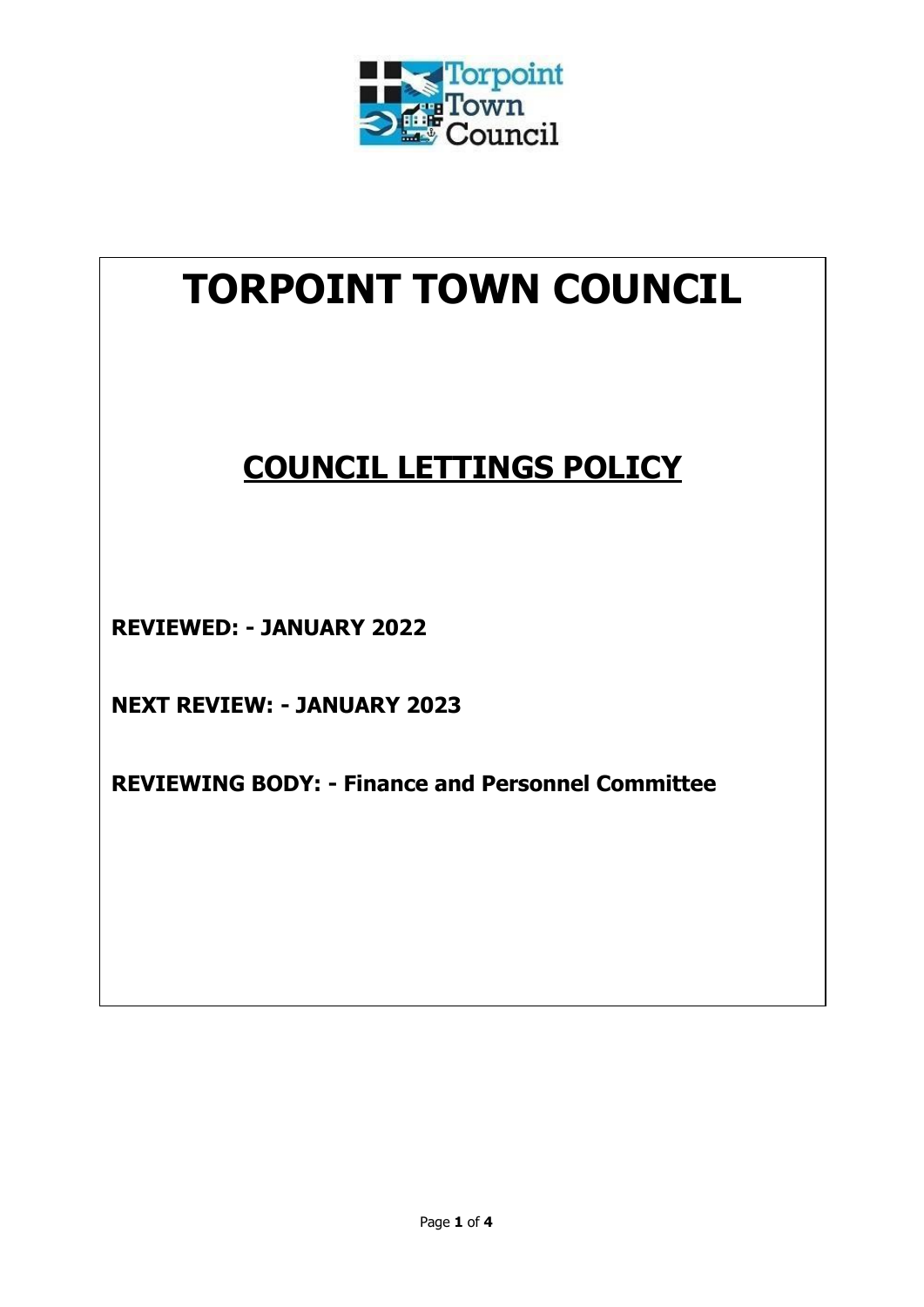# TORPOINT TOWN COUNCIL

## COUNCIL LETTINGS POLICY

**REVIEWED: - JANUARY 2022**

**NEXT REVIEW: - JANUARY 2023**

**REVIEWING BODY: - Finance and Personnel Committee**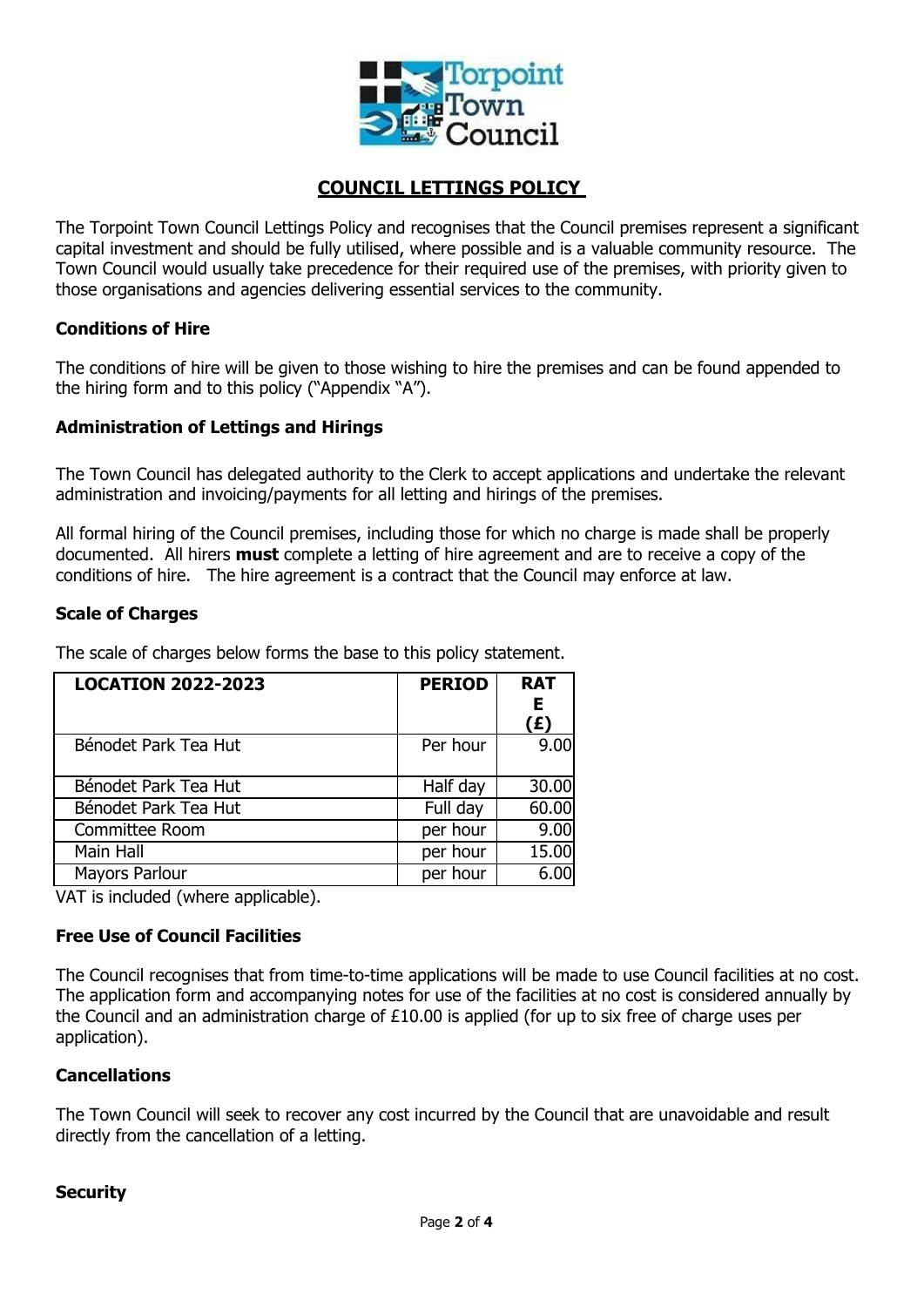## COUNCIL LETTINGS POLICY

The Torpoint Town Council Lettings Policy and recognises that the Council premises represent a significant capital investment and should be fully utilised, where possible and is a valuable community resource. The Town Council would usually take precedence for their required use of the premises, with priority given to those organisations and agencies delivering essential services to the community.

### Conditions of Hire

The conditions of hire will be given to those wishing to hire the premises and can be found appended to the hiring form and to this policy ("Appendix "A").

### Administration of Lettings and Hirings

The Town Council has delegated authority to the Clerk to accept applications and undertake the relevant administration and invoicing/payments for all letting and hirings of the premises.

All formal hiring of the Council premises, including those for which no charge is made shall be properly documented. All hirers **must** complete a letting of hire agreement and are to receive a copy of the conditions of hire. The hire agreement is a contract that the Council may enforce at law.

### Scale of Charges

The scale of charges below forms the base to this policy statement.

| LOCATION 2022-2023 | PERIOD | RATE (£) |
|---|---|---|
| Bénodet Park Tea Hut | Per hour | 9.00 |
| Bénodet Park Tea Hut | Half day | 30.00 |
| Bénodet Park Tea Hut | Full day | 60.00 |
| Committee Room | per hour | 9.00 |
| Main Hall | per hour | 15.00 |
| Mayors Parlour | per hour | 6.00 |

VAT is included (where applicable).

### Free Use of Council Facilities

The Council recognises that from time-to-time applications will be made to use Council facilities at no cost. The application form and accompanying notes for use of the facilities at no cost is considered annually by the Council and an administration charge of £10.00 is applied (for up to six free of charge uses per application).

### Cancellations

The Town Council will seek to recover any cost incurred by the Council that are unavoidable and result directly from the cancellation of a letting.

### Security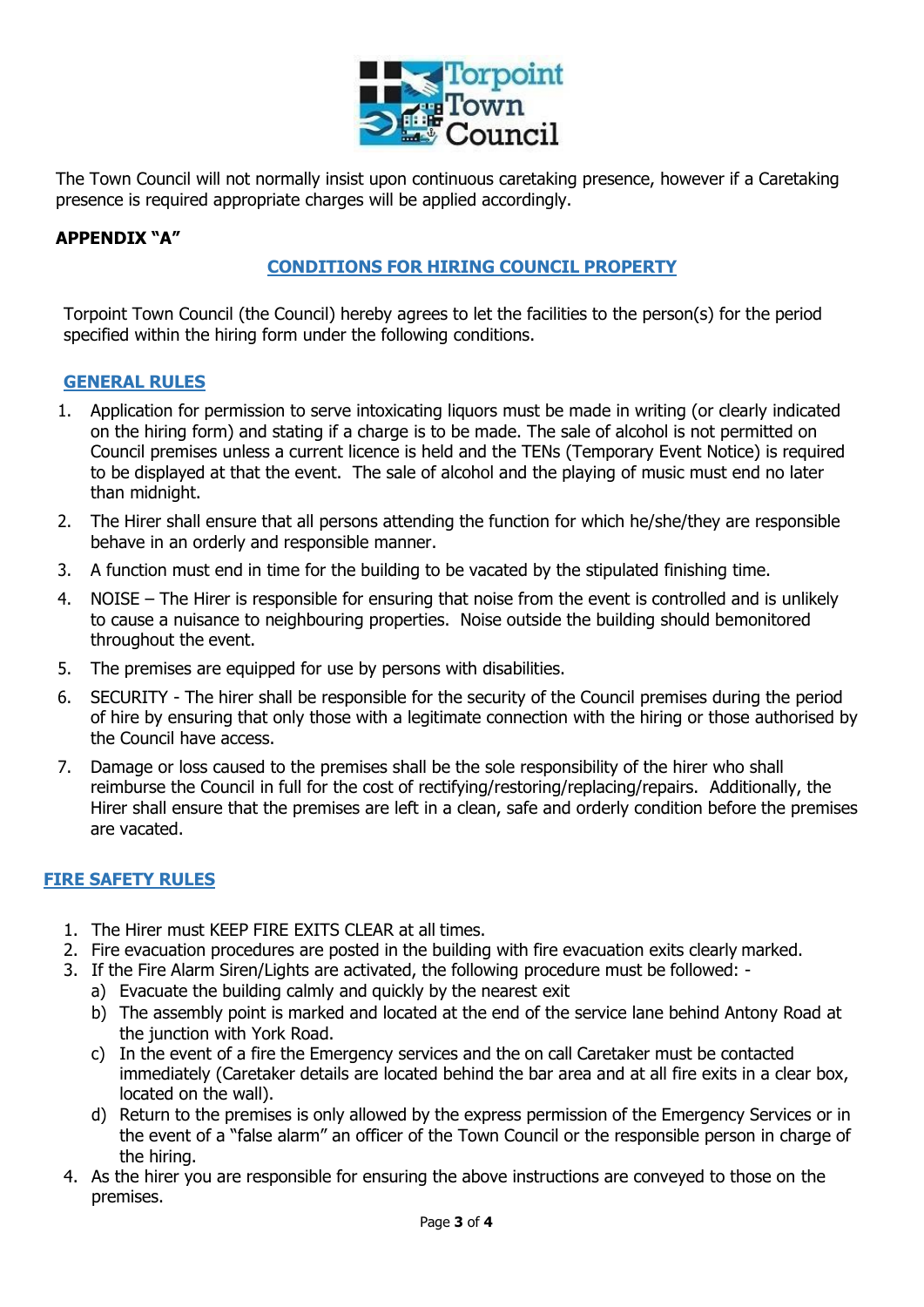The Town Council will not normally insist upon continuous caretaking presence, however if a Caretaking presence is required appropriate charges will be applied accordingly.

**APPENDIX "A"**

## CONDITIONS FOR HIRING COUNCIL PROPERTY

Torpoint Town Council (the Council) hereby agrees to let the facilities to the person(s) for the period specified within the hiring form under the following conditions.

### GENERAL RULES

1. Application for permission to serve intoxicating liquors must be made in writing (or clearly indicated on the hiring form) and stating if a charge is to be made. The sale of alcohol is not permitted on Council premises unless a current licence is held and the TENs (Temporary Event Notice) is required to be displayed at that the event. The sale of alcohol and the playing of music must end no later than midnight.
2. The Hirer shall ensure that all persons attending the function for which he/she/they are responsible behave in an orderly and responsible manner.
3. A function must end in time for the building to be vacated by the stipulated finishing time.
4. NOISE – The Hirer is responsible for ensuring that noise from the event is controlled and is unlikely to cause a nuisance to neighbouring properties. Noise outside the building should bemonitored throughout the event.
5. The premises are equipped for use by persons with disabilities.
6. SECURITY - The hirer shall be responsible for the security of the Council premises during the period of hire by ensuring that only those with a legitimate connection with the hiring or those authorised by the Council have access.
7. Damage or loss caused to the premises shall be the sole responsibility of the hirer who shall reimburse the Council in full for the cost of rectifying/restoring/replacing/repairs. Additionally, the Hirer shall ensure that the premises are left in a clean, safe and orderly condition before the premises are vacated.

### FIRE SAFETY RULES

1. The Hirer must KEEP FIRE EXITS CLEAR at all times.
2. Fire evacuation procedures are posted in the building with fire evacuation exits clearly marked.
3. If the Fire Alarm Siren/Lights are activated, the following procedure must be followed: -
   a) Evacuate the building calmly and quickly by the nearest exit
   b) The assembly point is marked and located at the end of the service lane behind Antony Road at the junction with York Road.
   c) In the event of a fire the Emergency services and the on call Caretaker must be contacted immediately (Caretaker details are located behind the bar area and at all fire exits in a clear box, located on the wall).
   d) Return to the premises is only allowed by the express permission of the Emergency Services or in the event of a "false alarm" an officer of the Town Council or the responsible person in charge of the hiring.
4. As the hirer you are responsible for ensuring the above instructions are conveyed to those on the premises.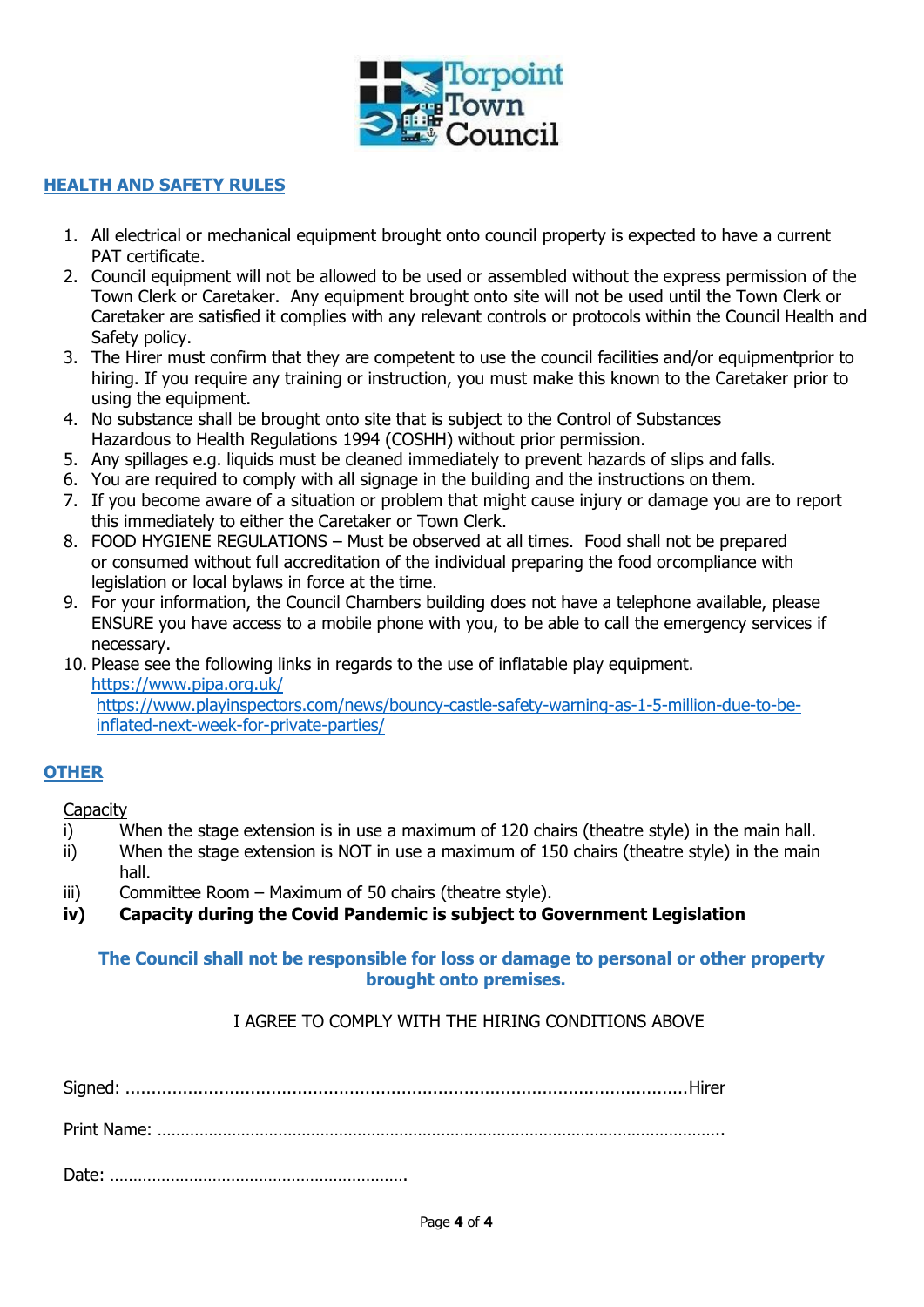Torpoint Town Council

## HEALTH AND SAFETY RULES

1. All electrical or mechanical equipment brought onto council property is expected to have a current PAT certificate.
2. Council equipment will not be allowed to be used or assembled without the express permission of the Town Clerk or Caretaker. Any equipment brought onto site will not be used until the Town Clerk or Caretaker are satisfied it complies with any relevant controls or protocols within the Council Health and Safety policy.
3. The Hirer must confirm that they are competent to use the council facilities and/or equipmentprior to hiring. If you require any training or instruction, you must make this known to the Caretaker prior to using the equipment.
4. No substance shall be brought onto site that is subject to the Control of Substances Hazardous to Health Regulations 1994 (COSHH) without prior permission.
5. Any spillages e.g. liquids must be cleaned immediately to prevent hazards of slips and falls.
6. You are required to comply with all signage in the building and the instructions on them.
7. If you become aware of a situation or problem that might cause injury or damage you are to report this immediately to either the Caretaker or Town Clerk.
8. FOOD HYGIENE REGULATIONS – Must be observed at all times. Food shall not be prepared or consumed without full accreditation of the individual preparing the food orcompliance with legislation or local bylaws in force at the time.
9. For your information, the Council Chambers building does not have a telephone available, please ENSURE you have access to a mobile phone with you, to be able to call the emergency services if necessary.
10. Please see the following links in regards to the use of inflatable play equipment.
    https://www.pipa.org.uk/
    https://www.playinspectors.com/news/bouncy-castle-safety-warning-as-1-5-million-due-to-be-inflated-next-week-for-private-parties/

## OTHER

Capacity

i) When the stage extension is in use a maximum of 120 chairs (theatre style) in the main hall.

ii) When the stage extension is NOT in use a maximum of 150 chairs (theatre style) in the main hall.

iii) Committee Room – Maximum of 50 chairs (theatre style).

**iv) Capacity during the Covid Pandemic is subject to Government Legislation**

**The Council shall not be responsible for loss or damage to personal or other property brought onto premises.**

I AGREE TO COMPLY WITH THE HIRING CONDITIONS ABOVE

Signed: ..........................................................................................................Hirer

Print Name: ……………………………………………………………………………………………………….

Date: ……………………………………………………….